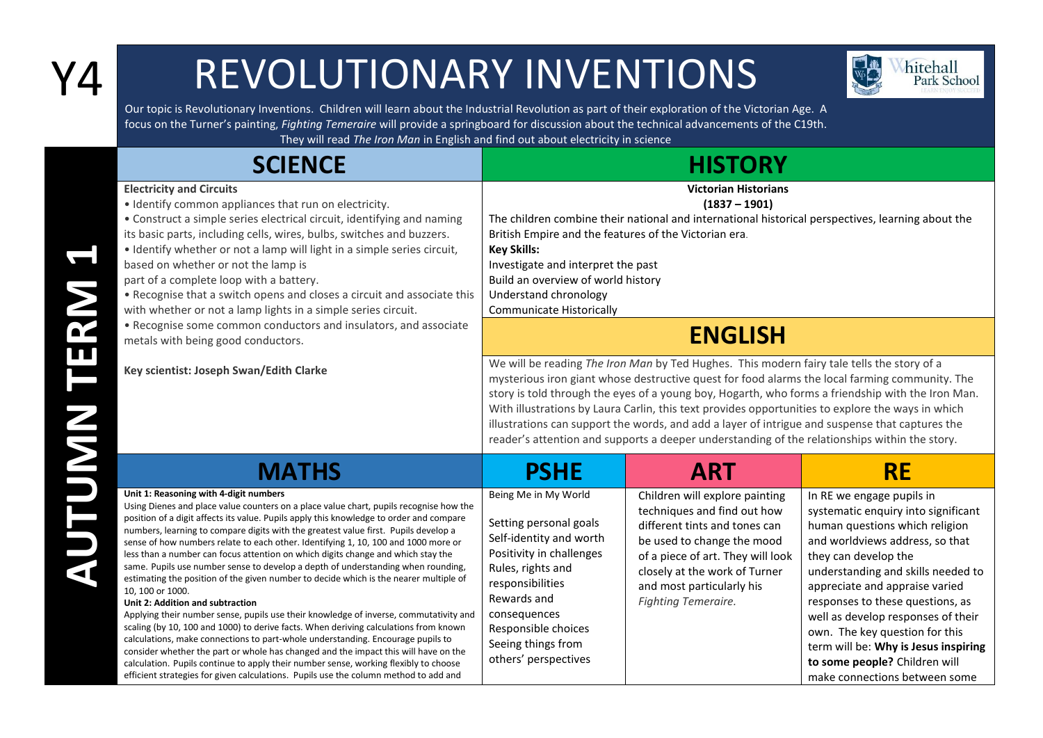Y4

# REVOLUTIONARY INVENTIONS

Our topic is Revolutionary Inventions. Children will learn about the Industrial Revolution as part of their exploration of the Victorian Age. A focus on the Turner's painting, *Fighting Temeraire* will provide a springboard for discussion about the technical advancements of the C19th. They will read *The Iron Man* in English and find out about electricity in science

AUTUMN TERM 1

## SCIENCE

**Electricity and Circuits**

- Identify common appliances that run on electricity.
- Construct a simple series electrical circuit, identifying and naming its basic parts, including cells, wires, bulbs, switches and buzzers.
- Identify whether or not a lamp will light in a simple series circuit, based on whether or not the lamp is part of a complete loop with a battery.
- Recognise that a switch opens and closes a circuit and associate this with whether or not a lamp lights in a simple series circuit.
- Recognise some common conductors and insulators, and associate metals with being good conductors.

**Key scientist: Joseph Swan/Edith Clarke**

## HISTORY

**Victorian Historians**

**(1837 – 1901)**

The children combine their national and international historical perspectives, learning about the British Empire and the features of the Victorian era.

**Key Skills:**

Investigate and interpret the past

Build an overview of world history

Understand chronology

Communicate Historically

## ENGLISH

We will be reading *The Iron Man* by Ted Hughes. This modern fairy tale tells the story of a mysterious iron giant whose destructive quest for food alarms the local farming community. The story is told through the eyes of a young boy, Hogarth, who forms a friendship with the Iron Man. With illustrations by Laura Carlin, this text provides opportunities to explore the ways in which illustrations can support the words, and add a layer of intrigue and suspense that captures the reader's attention and supports a deeper understanding of the relationships within the story.

## MATHS

**Unit 1: Reasoning with 4-digit numbers**

Using Dienes and place value counters on a place value chart, pupils recognise how the position of a digit affects its value. Pupils apply this knowledge to order and compare numbers, learning to compare digits with the greatest value first. Pupils develop a sense of how numbers relate to each other. Identifying 1, 10, 100 and 1000 more or less than a number can focus attention on which digits change and which stay the same. Pupils use number sense to develop a depth of understanding when rounding, estimating the position of the given number to decide which is the nearer multiple of 10, 100 or 1000.

**Unit 2: Addition and subtraction**

Applying their number sense, pupils use their knowledge of inverse, commutativity and scaling (by 10, 100 and 1000) to derive facts. When deriving calculations from known calculations, make connections to part-whole understanding. Encourage pupils to consider whether the part or whole has changed and the impact this will have on the calculation. Pupils continue to apply their number sense, working flexibly to choose efficient strategies for given calculations. Pupils use the column method to add and

## PSHE

Being Me in My World

Setting personal goals

Self-identity and worth

Positivity in challenges

Rules, rights and responsibilities

Rewards and consequences

Responsible choices

Seeing things from others' perspectives

## ART

Children will explore painting techniques and find out how different tints and tones can be used to change the mood of a piece of art. They will look closely at the work of Turner and most particularly his *Fighting Temeraire*.

## RE

In RE we engage pupils in systematic enquiry into significant human questions which religion and worldviews address, so that they can develop the understanding and skills needed to appreciate and appraise varied responses to these questions, as well as develop responses of their own. The key question for this term will be: **Why is Jesus inspiring to some people?** Children will make connections between some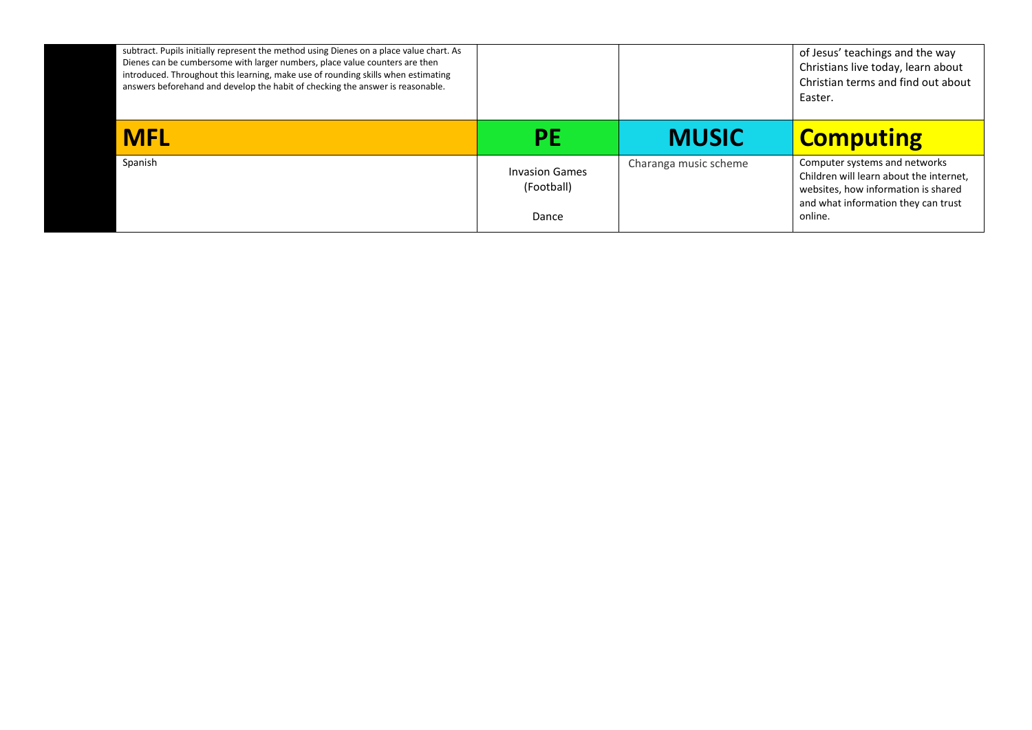| | | | | |
|---|---|---|---|---|
| | subtract. Pupils initially represent the method using Dienes on a place value chart. As Dienes can be cumbersome with larger numbers, place value counters are then introduced. Throughout this learning, make use of rounding skills when estimating answers beforehand and develop the habit of checking the answer is reasonable. | | | of Jesus' teachings and the way Christians live today, learn about Christian terms and find out about Easter. |
| | **MFL** | **PE** | **MUSIC** | **Computing** |
| | Spanish | Invasion Games (Football)<br><br>Dance | Charanga music scheme | Computer systems and networks Children will learn about the internet, websites, how information is shared and what information they can trust online. |